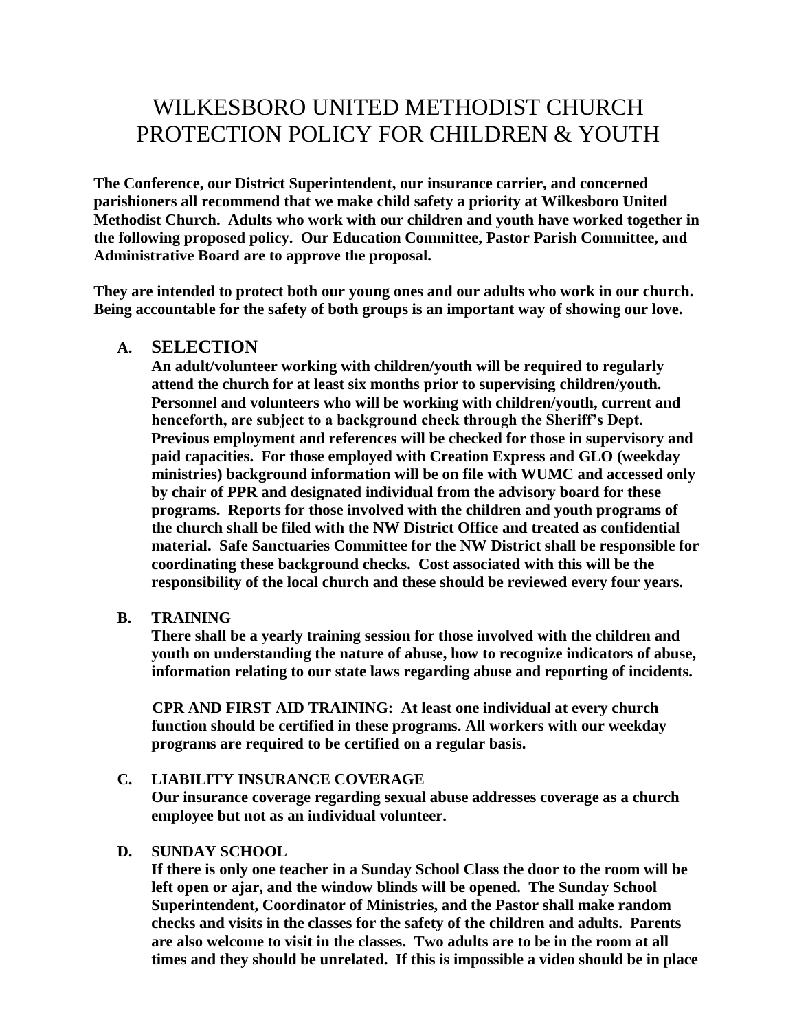# WILKESBORO UNITED METHODIST CHURCH PROTECTION POLICY FOR CHILDREN & YOUTH

**The Conference, our District Superintendent, our insurance carrier, and concerned parishioners all recommend that we make child safety a priority at Wilkesboro United Methodist Church. Adults who work with our children and youth have worked together in the following proposed policy. Our Education Committee, Pastor Parish Committee, and Administrative Board are to approve the proposal.**

**They are intended to protect both our young ones and our adults who work in our church. Being accountable for the safety of both groups is an important way of showing our love.**

## A. SELECTION

**An adult/volunteer working with children/youth will be required to regularly attend the church for at least six months prior to supervising children/youth. Personnel and volunteers who will be working with children/youth, current and henceforth, are subject to a background check through the Sheriff's Dept. Previous employment and references will be checked for those in supervisory and paid capacities. For those employed with Creation Express and GLO (weekday ministries) background information will be on file with WUMC and accessed only by chair of PPR and designated individual from the advisory board for these programs. Reports for those involved with the children and youth programs of the church shall be filed with the NW District Office and treated as confidential material. Safe Sanctuaries Committee for the NW District shall be responsible for coordinating these background checks. Cost associated with this will be the responsibility of the local church and these should be reviewed every four years.**

## B. TRAINING

**There shall be a yearly training session for those involved with the children and youth on understanding the nature of abuse, how to recognize indicators of abuse, information relating to our state laws regarding abuse and reporting of incidents.**

**CPR AND FIRST AID TRAINING: At least one individual at every church function should be certified in these programs. All workers with our weekday programs are required to be certified on a regular basis.**

## C. LIABILITY INSURANCE COVERAGE

**Our insurance coverage regarding sexual abuse addresses coverage as a church employee but not as an individual volunteer.**

## D. SUNDAY SCHOOL

**If there is only one teacher in a Sunday School Class the door to the room will be left open or ajar, and the window blinds will be opened. The Sunday School Superintendent, Coordinator of Ministries, and the Pastor shall make random checks and visits in the classes for the safety of the children and adults. Parents are also welcome to visit in the classes. Two adults are to be in the room at all times and they should be unrelated. If this is impossible a video should be in place**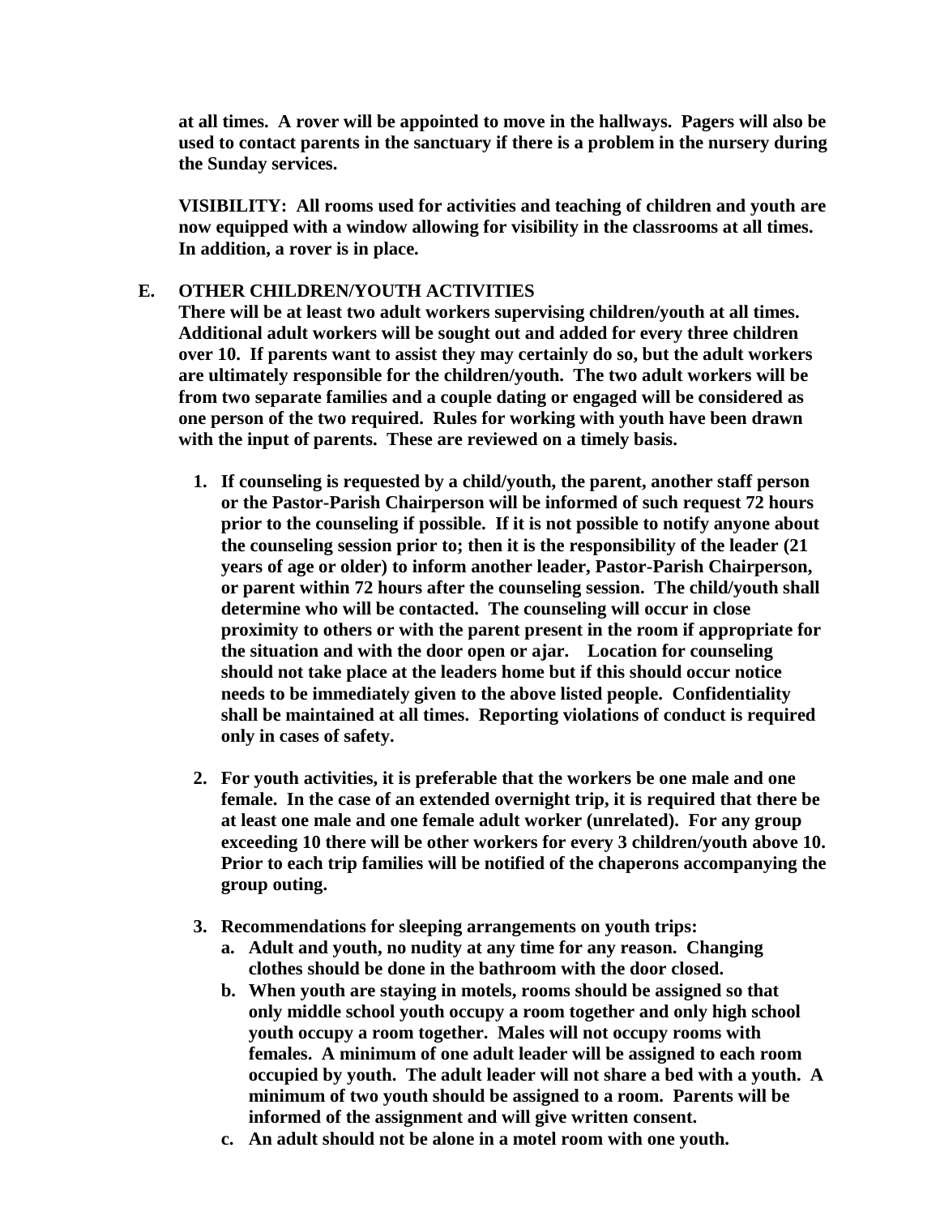**at all times. A rover will be appointed to move in the hallways. Pagers will also be used to contact parents in the sanctuary if there is a problem in the nursery during the Sunday services.**

**VISIBILITY: All rooms used for activities and teaching of children and youth are now equipped with a window allowing for visibility in the classrooms at all times. In addition, a rover is in place.**

**E. OTHER CHILDREN/YOUTH ACTIVITIES**

**There will be at least two adult workers supervising children/youth at all times. Additional adult workers will be sought out and added for every three children over 10. If parents want to assist they may certainly do so, but the adult workers are ultimately responsible for the children/youth. The two adult workers will be from two separate families and a couple dating or engaged will be considered as one person of the two required. Rules for working with youth have been drawn with the input of parents. These are reviewed on a timely basis.**

1. **If counseling is requested by a child/youth, the parent, another staff person or the Pastor-Parish Chairperson will be informed of such request 72 hours prior to the counseling if possible. If it is not possible to notify anyone about the counseling session prior to; then it is the responsibility of the leader (21 years of age or older) to inform another leader, Pastor-Parish Chairperson, or parent within 72 hours after the counseling session. The child/youth shall determine who will be contacted. The counseling will occur in close proximity to others or with the parent present in the room if appropriate for the situation and with the door open or ajar. Location for counseling should not take place at the leaders home but if this should occur notice needs to be immediately given to the above listed people. Confidentiality shall be maintained at all times. Reporting violations of conduct is required only in cases of safety.**

2. **For youth activities, it is preferable that the workers be one male and one female. In the case of an extended overnight trip, it is required that there be at least one male and one female adult worker (unrelated). For any group exceeding 10 there will be other workers for every 3 children/youth above 10. Prior to each trip families will be notified of the chaperons accompanying the group outing.**

3. **Recommendations for sleeping arrangements on youth trips:**
   a. **Adult and youth, no nudity at any time for any reason. Changing clothes should be done in the bathroom with the door closed.**
   b. **When youth are staying in motels, rooms should be assigned so that only middle school youth occupy a room together and only high school youth occupy a room together. Males will not occupy rooms with females. A minimum of one adult leader will be assigned to each room occupied by youth. The adult leader will not share a bed with a youth. A minimum of two youth should be assigned to a room. Parents will be informed of the assignment and will give written consent.**
   c. **An adult should not be alone in a motel room with one youth.**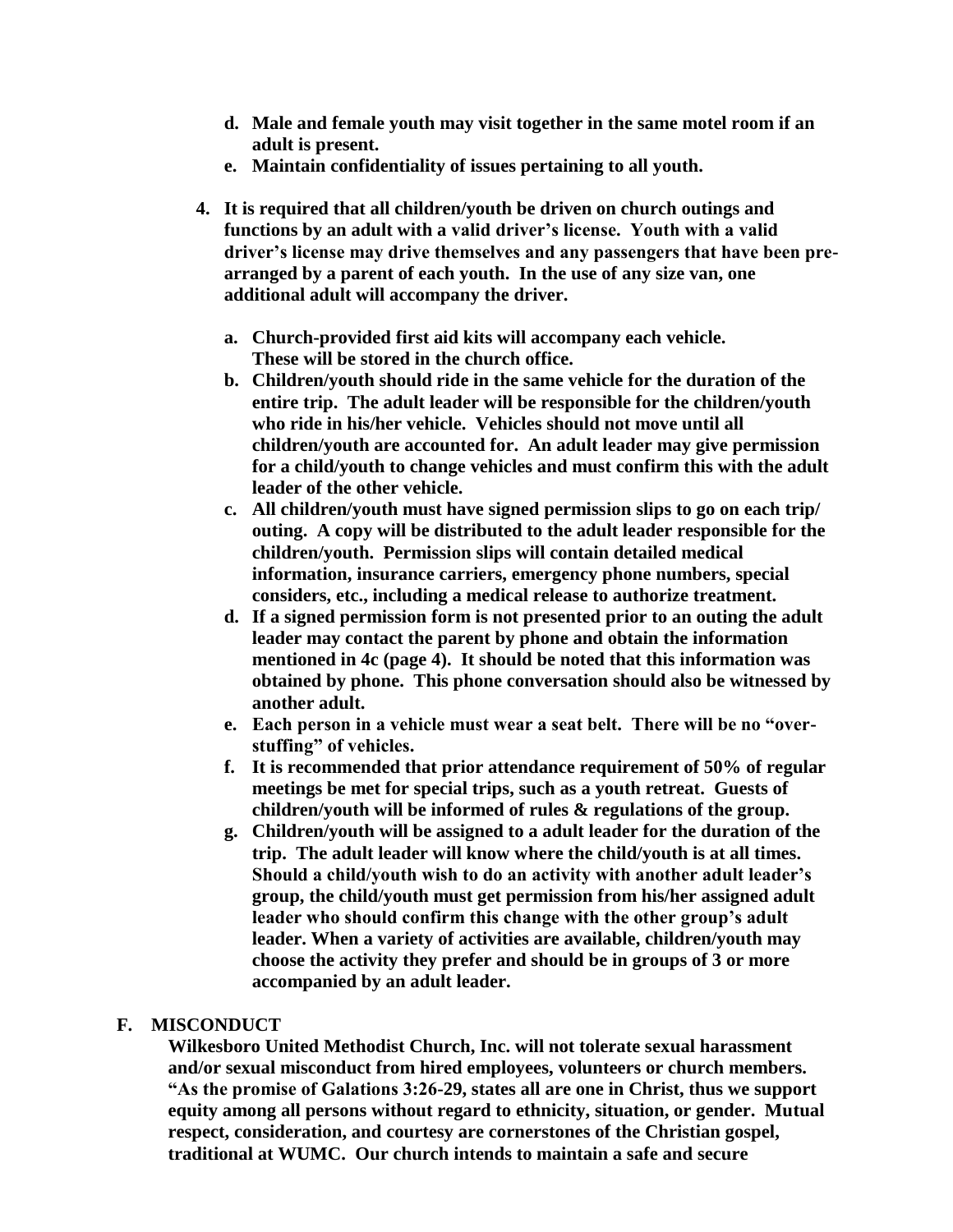- **d. Male and female youth may visit together in the same motel room if an adult is present.**
   - **e. Maintain confidentiality of issues pertaining to all youth.**

4. **It is required that all children/youth be driven on church outings and functions by an adult with a valid driver's license. Youth with a valid driver's license may drive themselves and any passengers that have been pre-arranged by a parent of each youth. In the use of any size van, one additional adult will accompany the driver.**

   - **a. Church-provided first aid kits will accompany each vehicle. These will be stored in the church office.**
   - **b. Children/youth should ride in the same vehicle for the duration of the entire trip. The adult leader will be responsible for the children/youth who ride in his/her vehicle. Vehicles should not move until all children/youth are accounted for. An adult leader may give permission for a child/youth to change vehicles and must confirm this with the adult leader of the other vehicle.**
   - **c. All children/youth must have signed permission slips to go on each trip/ outing. A copy will be distributed to the adult leader responsible for the children/youth. Permission slips will contain detailed medical information, insurance carriers, emergency phone numbers, special considers, etc., including a medical release to authorize treatment.**
   - **d. If a signed permission form is not presented prior to an outing the adult leader may contact the parent by phone and obtain the information mentioned in 4c (page 4). It should be noted that this information was obtained by phone. This phone conversation should also be witnessed by another adult.**
   - **e. Each person in a vehicle must wear a seat belt. There will be no "over-stuffing" of vehicles.**
   - **f. It is recommended that prior attendance requirement of 50% of regular meetings be met for special trips, such as a youth retreat. Guests of children/youth will be informed of rules & regulations of the group.**
   - **g. Children/youth will be assigned to a adult leader for the duration of the trip. The adult leader will know where the child/youth is at all times. Should a child/youth wish to do an activity with another adult leader's group, the child/youth must get permission from his/her assigned adult leader who should confirm this change with the other group's adult leader. When a variety of activities are available, children/youth may choose the activity they prefer and should be in groups of 3 or more accompanied by an adult leader.**

## F. MISCONDUCT

**Wilkesboro United Methodist Church, Inc. will not tolerate sexual harassment and/or sexual misconduct from hired employees, volunteers or church members. "As the promise of Galations 3:26-29, states all are one in Christ, thus we support equity among all persons without regard to ethnicity, situation, or gender. Mutual respect, consideration, and courtesy are cornerstones of the Christian gospel, traditional at WUMC. Our church intends to maintain a safe and secure**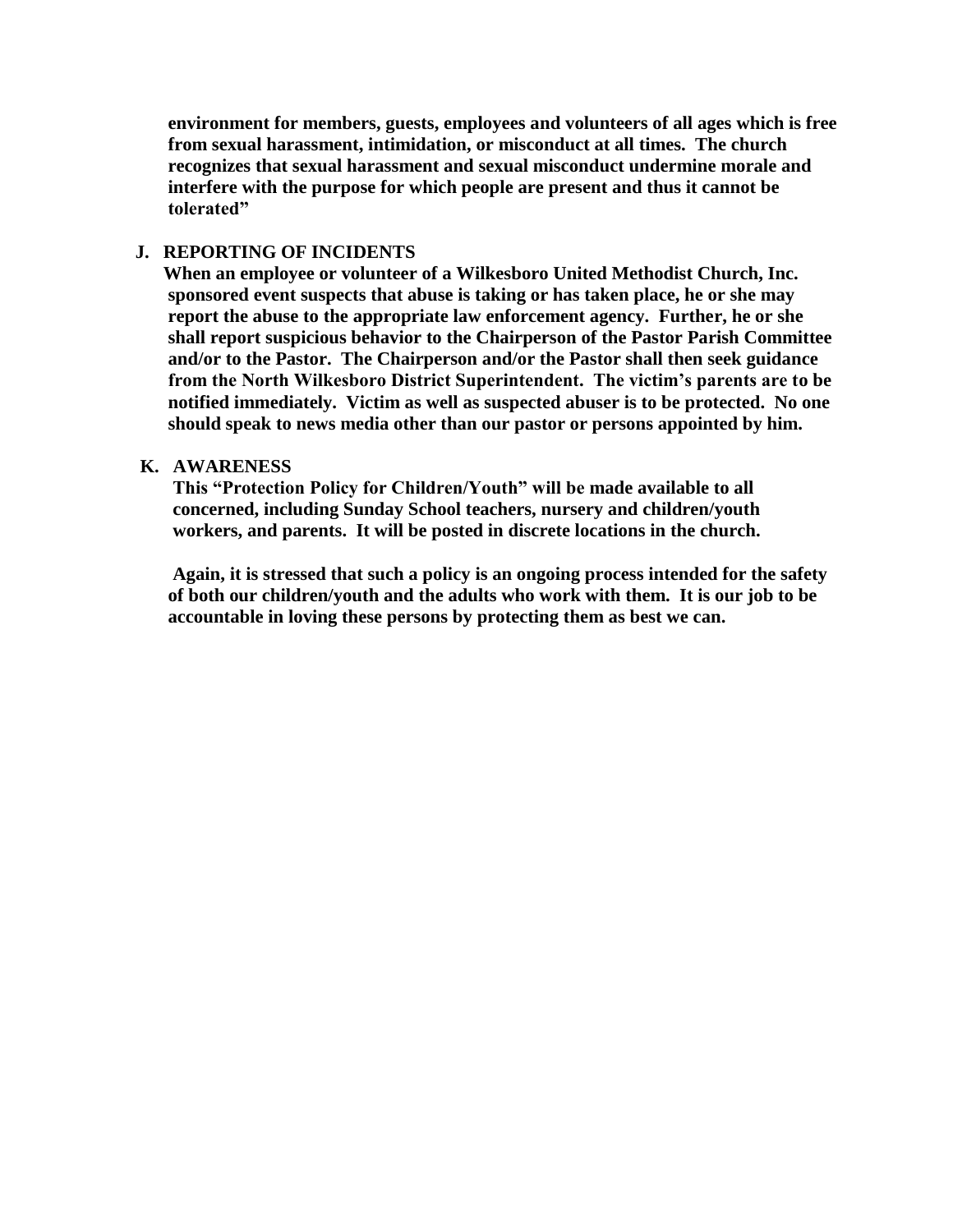**environment for members, guests, employees and volunteers of all ages which is free from sexual harassment, intimidation, or misconduct at all times. The church recognizes that sexual harassment and sexual misconduct undermine morale and interfere with the purpose for which people are present and thus it cannot be tolerated"**

## J. REPORTING OF INCIDENTS

**When an employee or volunteer of a Wilkesboro United Methodist Church, Inc. sponsored event suspects that abuse is taking or has taken place, he or she may report the abuse to the appropriate law enforcement agency. Further, he or she shall report suspicious behavior to the Chairperson of the Pastor Parish Committee and/or to the Pastor. The Chairperson and/or the Pastor shall then seek guidance from the North Wilkesboro District Superintendent. The victim's parents are to be notified immediately. Victim as well as suspected abuser is to be protected. No one should speak to news media other than our pastor or persons appointed by him.**

## K. AWARENESS

**This "Protection Policy for Children/Youth" will be made available to all concerned, including Sunday School teachers, nursery and children/youth workers, and parents. It will be posted in discrete locations in the church.**

**Again, it is stressed that such a policy is an ongoing process intended for the safety of both our children/youth and the adults who work with them. It is our job to be accountable in loving these persons by protecting them as best we can.**